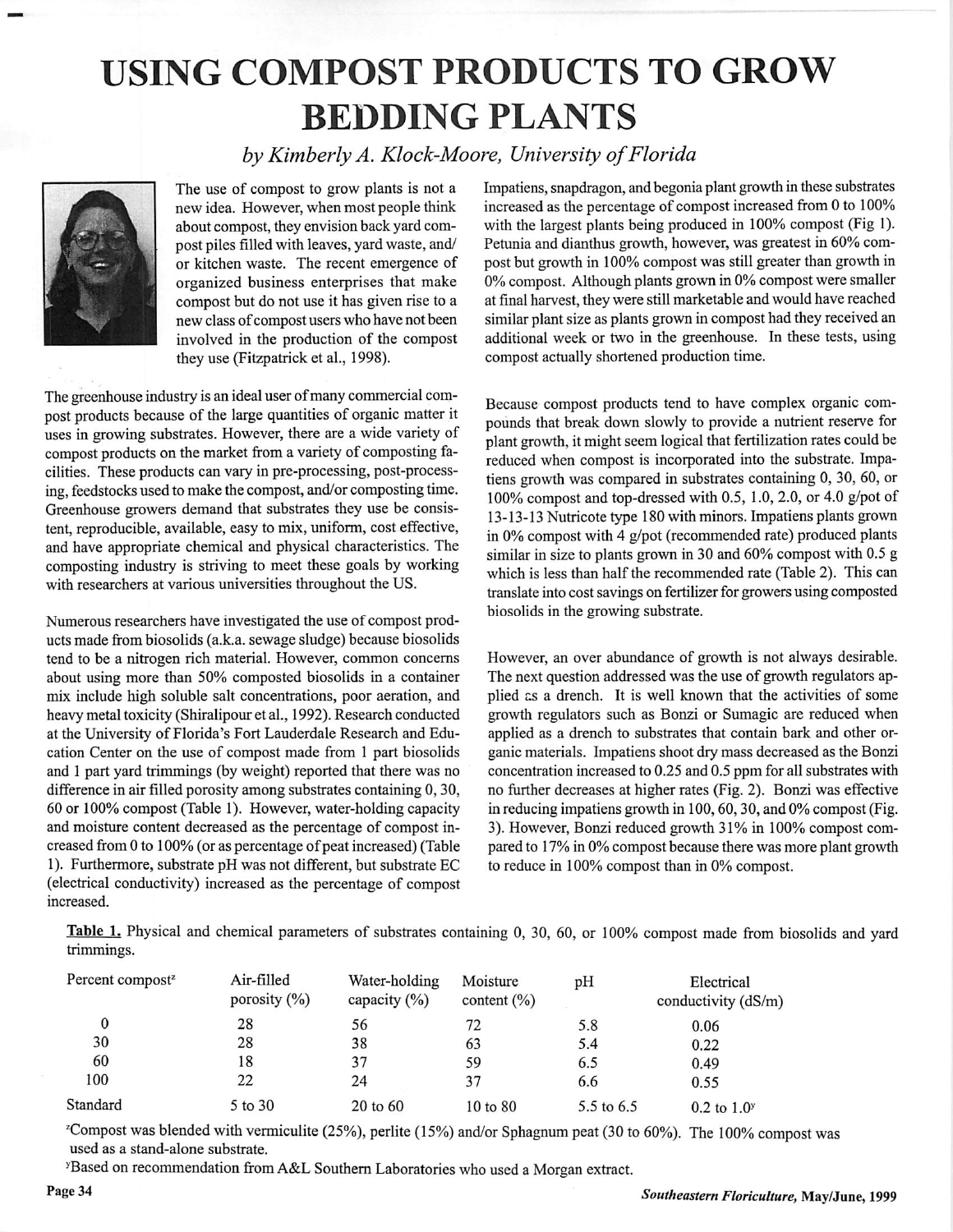# USING COMPOST PRODUCTS TO GROW BEDDING PLANTS

*by Kimberly A. Klock-Moore, University of Florida*

The use of compost to grow plants is not a new idea. However, when most people think about compost, they envision back yard compost piles filled with leaves, yard waste, and/or kitchen waste. The recent emergence of organized business enterprises that make compost but do not use it has given rise to a new class of compost users who have not been involved in the production of the compost they use (Fitzpatrick et al., 1998).

The greenhouse industry is an ideal user of many commercial compost products because of the large quantities of organic matter it uses in growing substrates. However, there are a wide variety of compost products on the market from a variety of composting facilities. These products can vary in pre-processing, post-processing, feedstocks used to make the compost, and/or composting time. Greenhouse growers demand that substrates they use be consistent, reproducible, available, easy to mix, uniform, cost effective, and have appropriate chemical and physical characteristics. The composting industry is striving to meet these goals by working with researchers at various universities throughout the US.

Numerous researchers have investigated the use of compost products made from biosolids (a.k.a. sewage sludge) because biosolids tend to be a nitrogen rich material. However, common concerns about using more than 50% composted biosolids in a container mix include high soluble salt concentrations, poor aeration, and heavy metal toxicity (Shiralipour et al., 1992). Research conducted at the University of Florida's Fort Lauderdale Research and Education Center on the use of compost made from 1 part biosolids and 1 part yard trimmings (by weight) reported that there was no difference in air filled porosity among substrates containing 0, 30, 60 or 100% compost (Table 1). However, water-holding capacity and moisture content decreased as the percentage of compost increased from 0 to 100% (or as percentage of peat increased) (Table 1). Furthermore, substrate pH was not different, but substrate EC (electrical conductivity) increased as the percentage of compost increased.

Impatiens, snapdragon, and begonia plant growth in these substrates increased as the percentage of compost increased from 0 to 100% with the largest plants being produced in 100% compost (Fig 1). Petunia and dianthus growth, however, was greatest in 60% compost but growth in 100% compost was still greater than growth in 0% compost. Although plants grown in 0% compost were smaller at final harvest, they were still marketable and would have reached similar plant size as plants grown in compost had they received an additional week or two in the greenhouse. In these tests, using compost actually shortened production time.

Because compost products tend to have complex organic compounds that break down slowly to provide a nutrient reserve for plant growth, it might seem logical that fertilization rates could be reduced when compost is incorporated into the substrate. Impatiens growth was compared in substrates containing 0, 30, 60, or 100% compost and top-dressed with 0.5, 1.0, 2.0, or 4.0 g/pot of 13-13-13 Nutricote type 180 with minors. Impatiens plants grown in 0% compost with 4 g/pot (recommended rate) produced plants similar in size to plants grown in 30 and 60% compost with 0.5 g which is less than half the recommended rate (Table 2). This can translate into cost savings on fertilizer for growers using composted biosolids in the growing substrate.

However, an over abundance of growth is not always desirable. The next question addressed was the use of growth regulators applied as a drench. It is well known that the activities of some growth regulators such as Bonzi or Sumagic are reduced when applied as a drench to substrates that contain bark and other organic materials. Impatiens shoot dry mass decreased as the Bonzi concentration increased to 0.25 and 0.5 ppm for all substrates with no further decreases at higher rates (Fig. 2). Bonzi was effective in reducing impatiens growth in 100, 60, 30, and 0% compost (Fig. 3). However, Bonzi reduced growth 31% in 100% compost compared to 17% in 0% compost because there was more plant growth to reduce in 100% compost than in 0% compost.

**Table 1.** Physical and chemical parameters of substrates containing 0, 30, 60, or 100% compost made from biosolids and yard trimmings.

| Percent compost[z] | Air-filled porosity (%) | Water-holding capacity (%) | Moisture content (%) | pH | Electrical conductivity (dS/m) |
|---|---|---|---|---|---|
| 0 | 28 | 56 | 72 | 5.8 | 0.06 |
| 30 | 28 | 38 | 63 | 5.4 | 0.22 |
| 60 | 18 | 37 | 59 | 6.5 | 0.49 |
| 100 | 22 | 24 | 37 | 6.6 | 0.55 |
| Standard | 5 to 30 | 20 to 60 | 10 to 80 | 5.5 to 6.5 | 0.2 to 1.0[y] |

[z]Compost was blended with vermiculite (25%), perlite (15%) and/or Sphagnum peat (30 to 60%). The 100% compost was used as a stand-alone substrate.

[y]Based on recommendation from A&L Southern Laboratories who used a Morgan extract.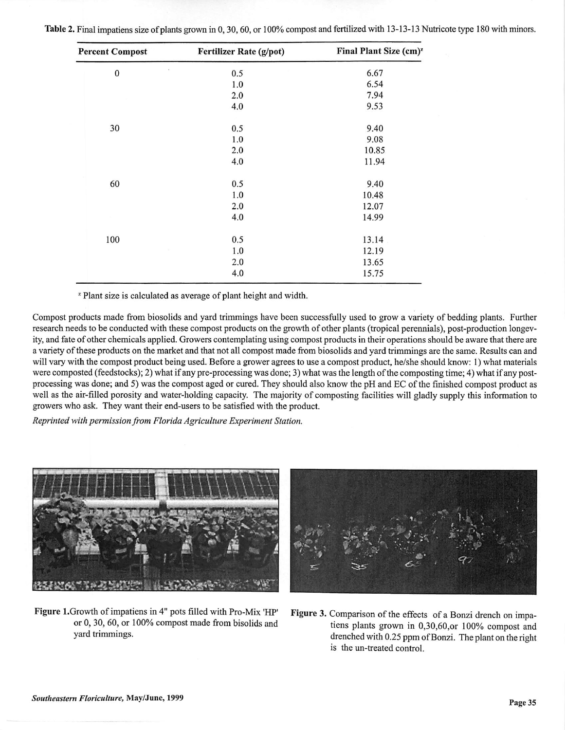**Table 2.** Final impatiens size of plants grown in 0, 30, 60, or 100% compost and fertilized with 13-13-13 Nutricote type 180 with minors.

| Percent Compost | Fertilizer Rate (g/pot) | Final Plant Size (cm)[z] |
|---|---|---|
| 0 | 0.5 | 6.67 |
| | 1.0 | 6.54 |
| | 2.0 | 7.94 |
| | 4.0 | 9.53 |
| 30 | 0.5 | 9.40 |
| | 1.0 | 9.08 |
| | 2.0 | 10.85 |
| | 4.0 | 11.94 |
| 60 | 0.5 | 9.40 |
| | 1.0 | 10.48 |
| | 2.0 | 12.07 |
| | 4.0 | 14.99 |
| 100 | 0.5 | 13.14 |
| | 1.0 | 12.19 |
| | 2.0 | 13.65 |
| | 4.0 | 15.75 |

[z] Plant size is calculated as average of plant height and width.

Compost products made from biosolids and yard trimmings have been successfully used to grow a variety of bedding plants. Further research needs to be conducted with these compost products on the growth of other plants (tropical perennials), post-production longevity, and fate of other chemicals applied. Growers contemplating using compost products in their operations should be aware that there are a variety of these products on the market and that not all compost made from biosolids and yard trimmings are the same. Results can and will vary with the compost product being used. Before a grower agrees to use a compost product, he/she should know: 1) what materials were composted (feedstocks); 2) what if any pre-processing was done; 3) what was the length of the composting time; 4) what if any post-processing was done; and 5) was the compost aged or cured. They should also know the pH and EC of the finished compost product as well as the air-filled porosity and water-holding capacity. The majority of composting facilities will gladly supply this information to growers who ask. They want their end-users to be satisfied with the product.

*Reprinted with permission from Florida Agriculture Experiment Station.*

**Figure 1.** Growth of impatiens in 4" pots filled with Pro-Mix 'HP' or 0, 30, 60, or 100% compost made from bisolids and yard trimmings.

**Figure 3.** Comparison of the effects of a Bonzi drench on impatiens plants grown in 0,30,60,or 100% compost and drenched with 0.25 ppm of Bonzi. The plant on the right is the un-treated control.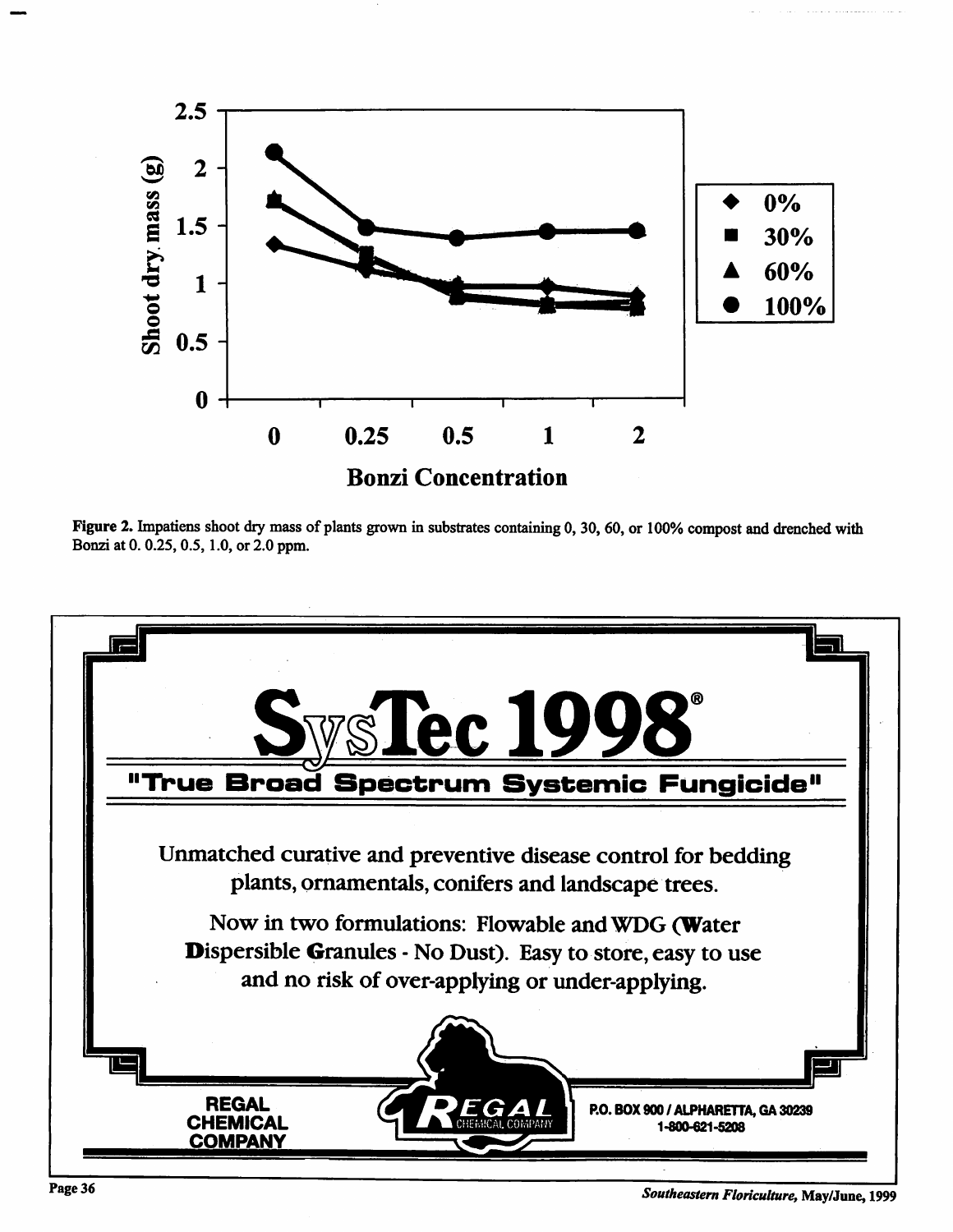2.5
2
1.5
1
0.5
0

Shoot dry mass (g)

0 0.25 0.5 1 2

Bonzi Concentration

◆ 0%
■ 30%
▲ 60%
● 100%

**Figure 2.** Impatiens shoot dry mass of plants grown in substrates containing 0, 30, 60, or 100% compost and drenched with Bonzi at 0. 0.25, 0.5, 1.0, or 2.0 ppm.

# SysTec 1998®

## "True Broad Spectrum Systemic Fungicide"

Unmatched curative and preventive disease control for bedding plants, ornamentals, conifers and landscape trees.

Now in two formulations: Flowable and WDG (Water Dispersible Granules - No Dust). Easy to store, easy to use and no risk of over-applying or under-applying.

**REGAL CHEMICAL COMPANY**

REGAL CHEMICAL COMPANY

P.O. BOX 900 / ALPHARETTA, GA 30239
1-800-621-5208